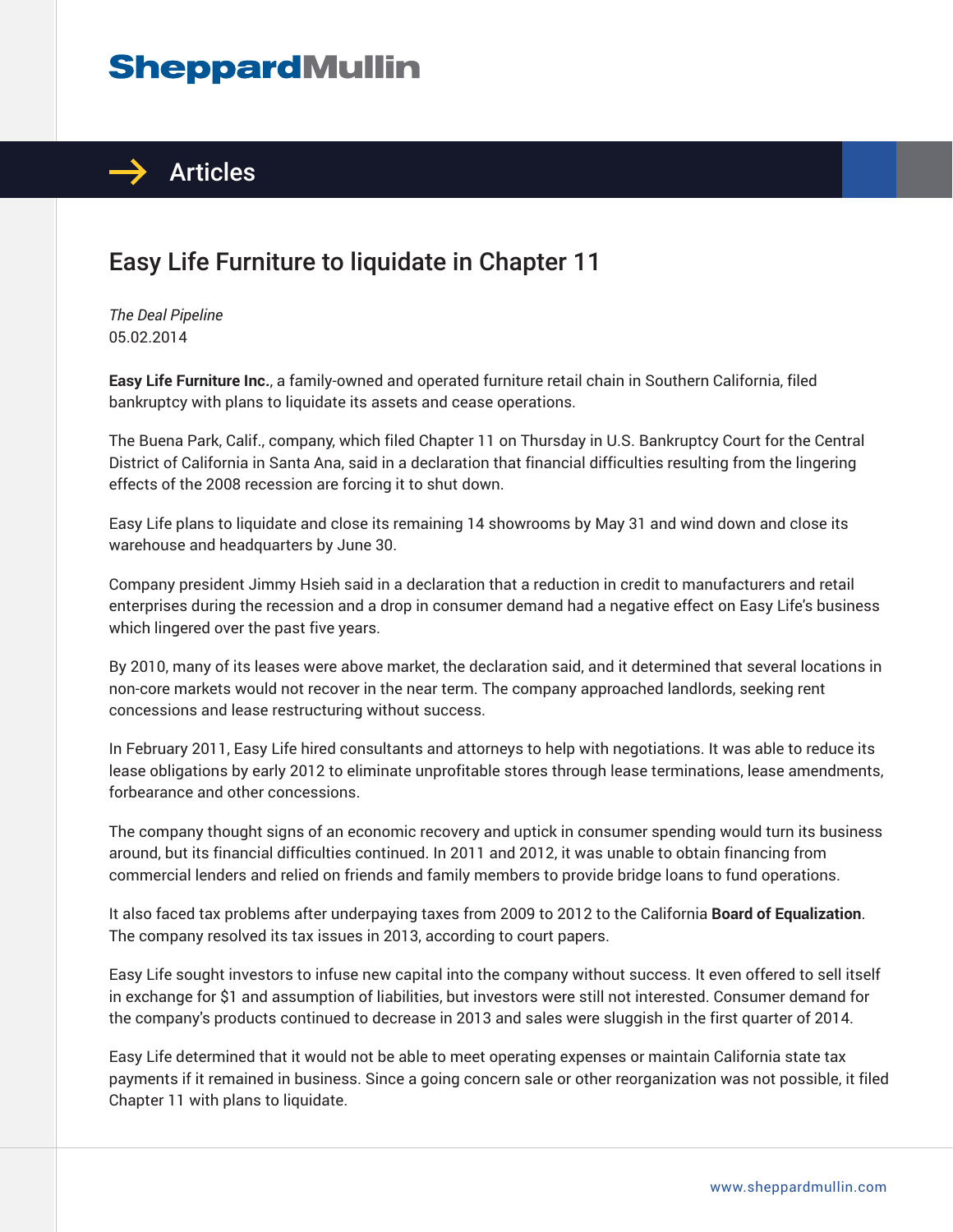# Easy Life Furniture to liquidate in Chapter 11

*The Deal Pipeline*
05.02.2014

**Easy Life Furniture Inc.**, a family-owned and operated furniture retail chain in Southern California, filed bankruptcy with plans to liquidate its assets and cease operations.

The Buena Park, Calif., company, which filed Chapter 11 on Thursday in U.S. Bankruptcy Court for the Central District of California in Santa Ana, said in a declaration that financial difficulties resulting from the lingering effects of the 2008 recession are forcing it to shut down.

Easy Life plans to liquidate and close its remaining 14 showrooms by May 31 and wind down and close its warehouse and headquarters by June 30.

Company president Jimmy Hsieh said in a declaration that a reduction in credit to manufacturers and retail enterprises during the recession and a drop in consumer demand had a negative effect on Easy Life's business which lingered over the past five years.

By 2010, many of its leases were above market, the declaration said, and it determined that several locations in non-core markets would not recover in the near term. The company approached landlords, seeking rent concessions and lease restructuring without success.

In February 2011, Easy Life hired consultants and attorneys to help with negotiations. It was able to reduce its lease obligations by early 2012 to eliminate unprofitable stores through lease terminations, lease amendments, forbearance and other concessions.

The company thought signs of an economic recovery and uptick in consumer spending would turn its business around, but its financial difficulties continued. In 2011 and 2012, it was unable to obtain financing from commercial lenders and relied on friends and family members to provide bridge loans to fund operations.

It also faced tax problems after underpaying taxes from 2009 to 2012 to the California **Board of Equalization**. The company resolved its tax issues in 2013, according to court papers.

Easy Life sought investors to infuse new capital into the company without success. It even offered to sell itself in exchange for $1 and assumption of liabilities, but investors were still not interested. Consumer demand for the company's products continued to decrease in 2013 and sales were sluggish in the first quarter of 2014.

Easy Life determined that it would not be able to meet operating expenses or maintain California state tax payments if it remained in business. Since a going concern sale or other reorganization was not possible, it filed Chapter 11 with plans to liquidate.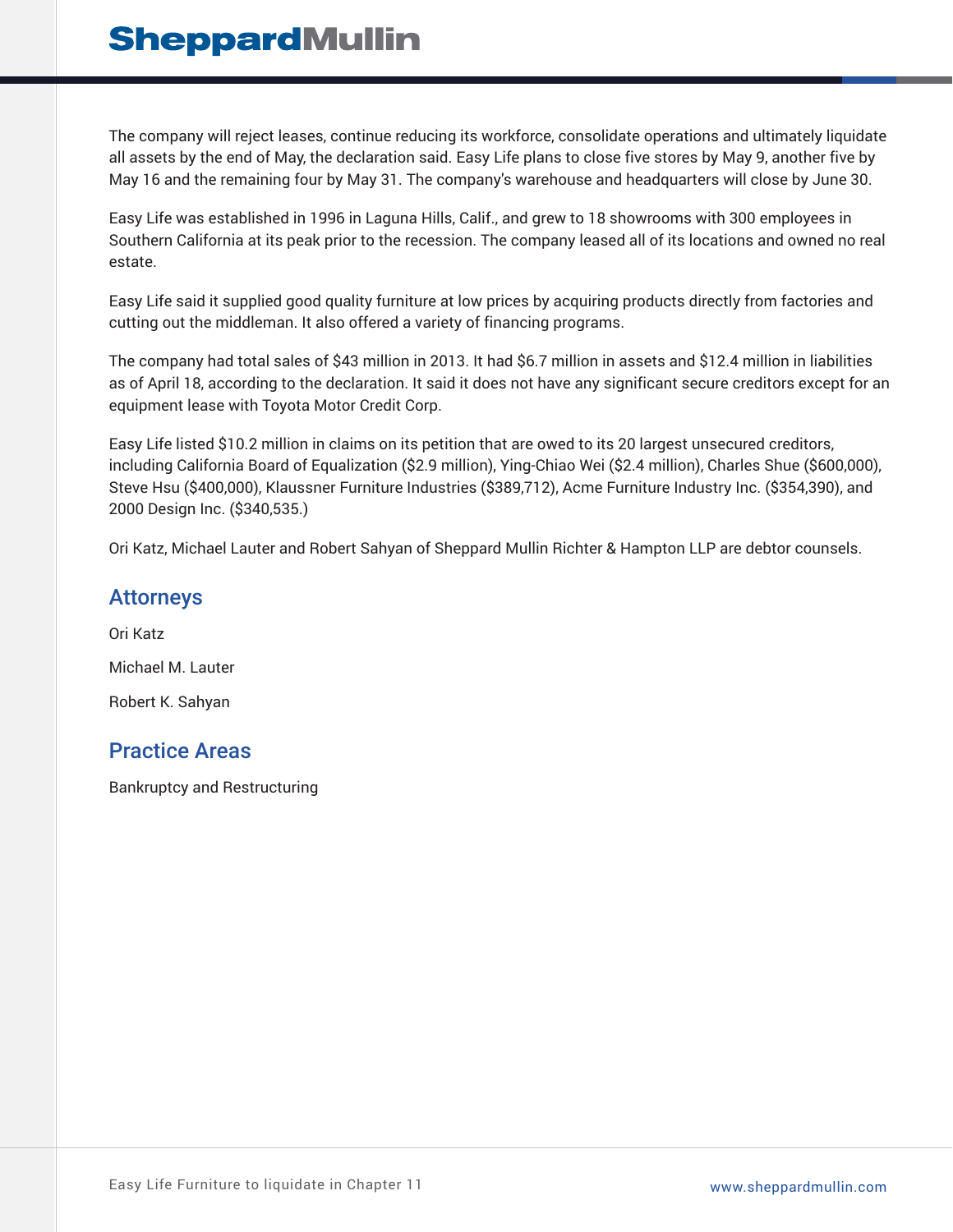The company will reject leases, continue reducing its workforce, consolidate operations and ultimately liquidate all assets by the end of May, the declaration said. Easy Life plans to close five stores by May 9, another five by May 16 and the remaining four by May 31. The company's warehouse and headquarters will close by June 30.

Easy Life was established in 1996 in Laguna Hills, Calif., and grew to 18 showrooms with 300 employees in Southern California at its peak prior to the recession. The company leased all of its locations and owned no real estate.

Easy Life said it supplied good quality furniture at low prices by acquiring products directly from factories and cutting out the middleman. It also offered a variety of financing programs.

The company had total sales of $43 million in 2013. It had $6.7 million in assets and $12.4 million in liabilities as of April 18, according to the declaration. It said it does not have any significant secure creditors except for an equipment lease with Toyota Motor Credit Corp.

Easy Life listed $10.2 million in claims on its petition that are owed to its 20 largest unsecured creditors, including California Board of Equalization ($2.9 million), Ying-Chiao Wei ($2.4 million), Charles Shue ($600,000), Steve Hsu ($400,000), Klaussner Furniture Industries ($389,712), Acme Furniture Industry Inc. ($354,390), and 2000 Design Inc. ($340,535.)

Ori Katz, Michael Lauter and Robert Sahyan of Sheppard Mullin Richter & Hampton LLP are debtor counsels.

## Attorneys

Ori Katz

Michael M. Lauter

Robert K. Sahyan

## Practice Areas

Bankruptcy and Restructuring